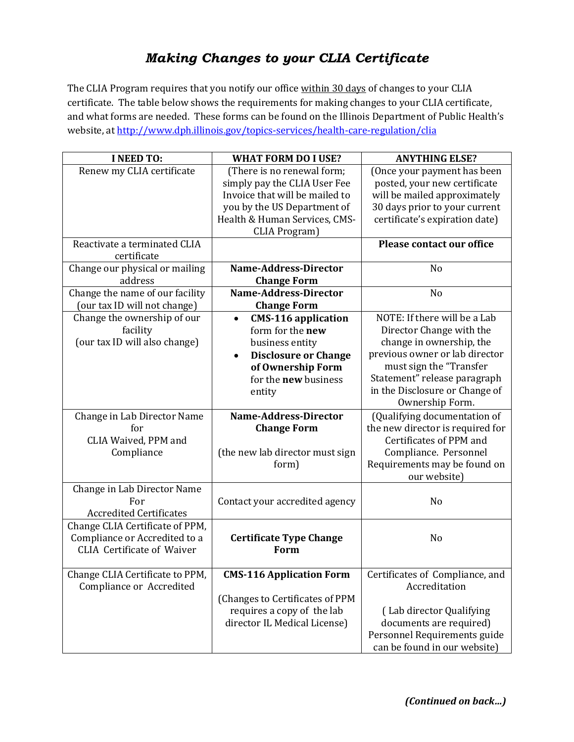# *Making Changes to your CLIA Certificate*

The CLIA Program requires that you notify our office within 30 days of changes to your CLIA certificate. The table below shows the requirements for making changes to your CLIA certificate, and what forms are needed. These forms can be found on the Illinois Department of Public Health's website, at http://www.dph.illinois.gov/topics-services/health-care-regulation/clia

| I NEED TO: | WHAT FORM DO I USE? | ANYTHING ELSE? |
|---|---|---|
| Renew my CLIA certificate | (There is no renewal form; simply pay the CLIA User Fee Invoice that will be mailed to you by the US Department of Health & Human Services, CMS-CLIA Program) | (Once your payment has been posted, your new certificate will be mailed approximately 30 days prior to your current certificate's expiration date) |
| Reactivate a terminated CLIA certificate | | **Please contact our office** |
| Change our physical or mailing address | **Name-Address-Director Change Form** | No |
| Change the name of our facility (our tax ID will not change) | **Name-Address-Director Change Form** | No |
| Change the ownership of our facility (our tax ID will also change) | • **CMS-116 application** form for the **new** business entity<br>• **Disclosure or Change of Ownership Form** for the **new** business entity | NOTE: If there will be a Lab Director Change with the change in ownership, the previous owner or lab director must sign the "Transfer Statement" release paragraph in the Disclosure or Change of Ownership Form. |
| Change in Lab Director Name for CLIA Waived, PPM and Compliance | **Name-Address-Director Change Form**<br><br>(the new lab director must sign form) | (Qualifying documentation of the new director is required for Certificates of PPM and Compliance. Personnel Requirements may be found on our website) |
| Change in Lab Director Name For Accredited Certificates | Contact your accredited agency | No |
| Change CLIA Certificate of PPM, Compliance or Accredited to a CLIA Certificate of Waiver | **Certificate Type Change Form** | No |
| Change CLIA Certificate to PPM, Compliance or Accredited | **CMS-116 Application Form**<br><br>(Changes to Certificates of PPM requires a copy of the lab director IL Medical License) | Certificates of Compliance, and Accreditation<br><br>( Lab director Qualifying documents are required) Personnel Requirements guide can be found in our website) |

***(Continued on back…)***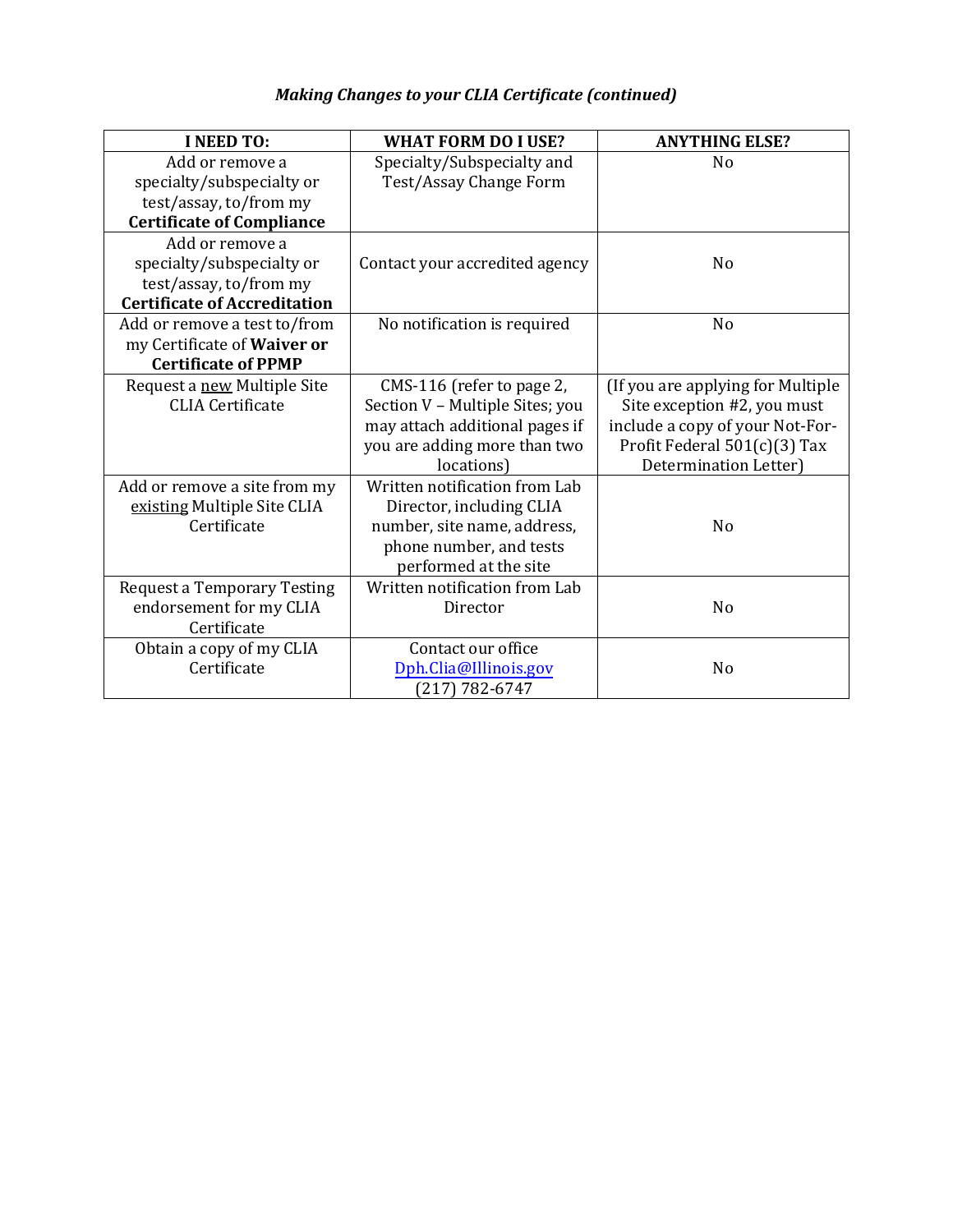*Making Changes to your CLIA Certificate (continued)*

| I NEED TO: | WHAT FORM DO I USE? | ANYTHING ELSE? |
|---|---|---|
| Add or remove a specialty/subspecialty or test/assay, to/from my **Certificate of Compliance** | Specialty/Subspecialty and Test/Assay Change Form | No |
| Add or remove a specialty/subspecialty or test/assay, to/from my **Certificate of Accreditation** | Contact your accredited agency | No |
| Add or remove a test to/from my Certificate of **Waiver or Certificate of PPMP** | No notification is required | No |
| Request a <u>new</u> Multiple Site CLIA Certificate | CMS-116 (refer to page 2, Section V – Multiple Sites; you may attach additional pages if you are adding more than two locations) | (If you are applying for Multiple Site exception #2, you must include a copy of your Not-For-Profit Federal 501(c)(3) Tax Determination Letter) |
| Add or remove a site from my <u>existing</u> Multiple Site CLIA Certificate | Written notification from Lab Director, including CLIA number, site name, address, phone number, and tests performed at the site | No |
| Request a Temporary Testing endorsement for my CLIA Certificate | Written notification from Lab Director | No |
| Obtain a copy of my CLIA Certificate | Contact our office Dph.Clia@Illinois.gov (217) 782-6747 | No |